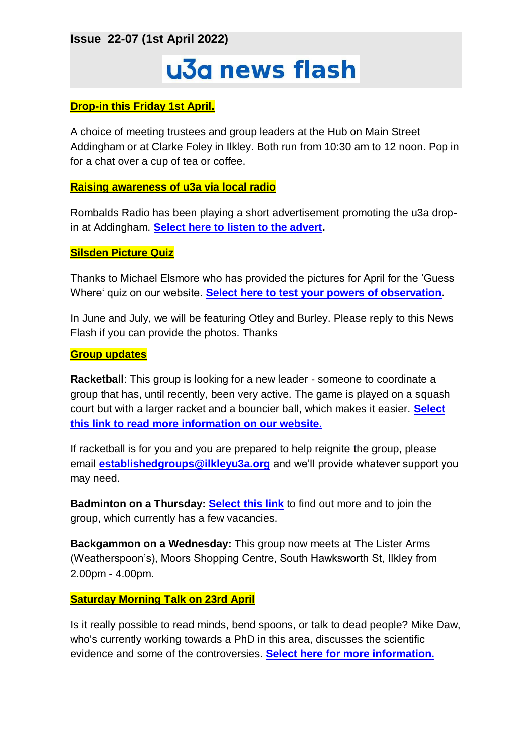**Issue 22-07 (1st April 2022)**

# u3a news flash

**Drop-in this Friday 1st April.**

A choice of meeting trustees and group leaders at the Hub on Main Street Addingham or at Clarke Foley in Ilkley. Both run from 10:30 am to 12 noon. Pop in for a chat over a cup of tea or coffee.

**Raising awareness of u3a via local radio**

Rombalds Radio has been playing a short advertisement promoting the u3a drop-in at Addingham. **Select here to listen to the advert.**

**Silsden Picture Quiz**

Thanks to Michael Elsmore who has provided the pictures for April for the 'Guess Where' quiz on our website. **Select here to test your powers of observation.**

In June and July, we will be featuring Otley and Burley. Please reply to this News Flash if you can provide the photos. Thanks

**Group updates**

**Racketball**: This group is looking for a new leader - someone to coordinate a group that has, until recently, been very active. The game is played on a squash court but with a larger racket and a bouncier ball, which makes it easier. **Select this link to read more information on our website.**

If racketball is for you and you are prepared to help reignite the group, please email **establishedgroups@ilkleyu3a.org** and we'll provide whatever support you may need.

**Badminton on a Thursday:** **Select this link** to find out more and to join the group, which currently has a few vacancies.

**Backgammon on a Wednesday:** This group now meets at The Lister Arms (Weatherspoon's), Moors Shopping Centre, South Hawksworth St, Ilkley from 2.00pm - 4.00pm.

**Saturday Morning Talk on 23rd April**

Is it really possible to read minds, bend spoons, or talk to dead people? Mike Daw, who's currently working towards a PhD in this area, discusses the scientific evidence and some of the controversies. **Select here for more information.**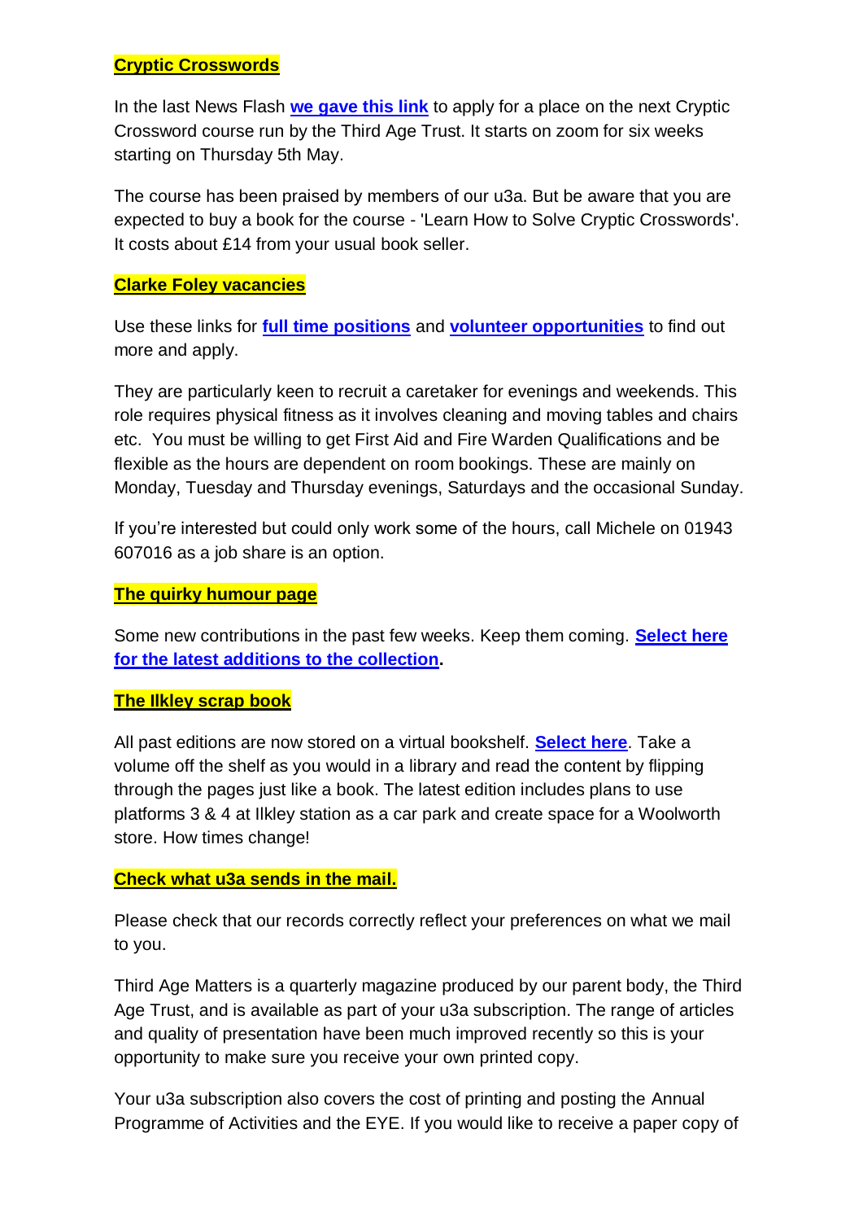## Cryptic Crosswords

In the last News Flash **we gave this link** to apply for a place on the next Cryptic Crossword course run by the Third Age Trust. It starts on zoom for six weeks starting on Thursday 5th May.

The course has been praised by members of our u3a. But be aware that you are expected to buy a book for the course - 'Learn How to Solve Cryptic Crosswords'. It costs about £14 from your usual book seller.

## Clarke Foley vacancies

Use these links for **full time positions** and **volunteer opportunities** to find out more and apply.

They are particularly keen to recruit a caretaker for evenings and weekends. This role requires physical fitness as it involves cleaning and moving tables and chairs etc. You must be willing to get First Aid and Fire Warden Qualifications and be flexible as the hours are dependent on room bookings. These are mainly on Monday, Tuesday and Thursday evenings, Saturdays and the occasional Sunday.

If you're interested but could only work some of the hours, call Michele on 01943 607016 as a job share is an option.

## The quirky humour page

Some new contributions in the past few weeks. Keep them coming. **Select here for the latest additions to the collection.**

## The Ilkley scrap book

All past editions are now stored on a virtual bookshelf. **Select here**. Take a volume off the shelf as you would in a library and read the content by flipping through the pages just like a book. The latest edition includes plans to use platforms 3 & 4 at Ilkley station as a car park and create space for a Woolworth store. How times change!

## Check what u3a sends in the mail.

Please check that our records correctly reflect your preferences on what we mail to you.

Third Age Matters is a quarterly magazine produced by our parent body, the Third Age Trust, and is available as part of your u3a subscription. The range of articles and quality of presentation have been much improved recently so this is your opportunity to make sure you receive your own printed copy.

Your u3a subscription also covers the cost of printing and posting the Annual Programme of Activities and the EYE. If you would like to receive a paper copy of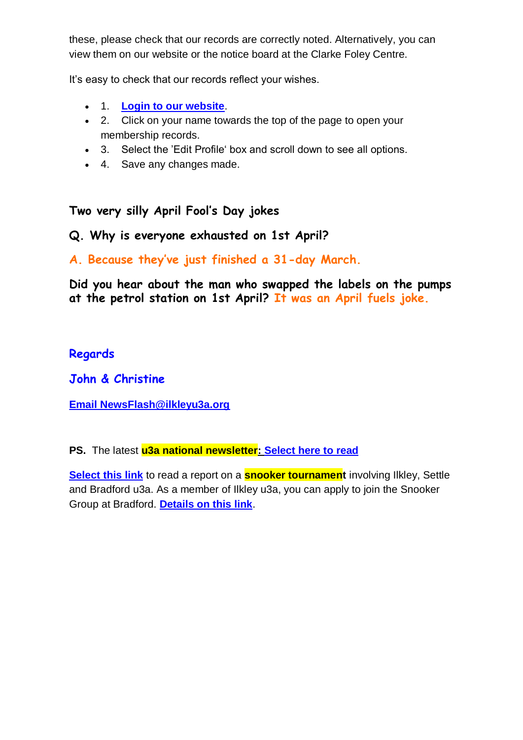these, please check that our records are correctly noted. Alternatively, you can view them on our website or the notice board at the Clarke Foley Centre.

It's easy to check that our records reflect your wishes.

- 1. **Login to our website**.
- 2. Click on your name towards the top of the page to open your membership records.
- 3. Select the 'Edit Profile' box and scroll down to see all options.
- 4. Save any changes made.

## Two very silly April Fool's Day jokes

**Q. Why is everyone exhausted on 1st April?**

**A. Because they've just finished a 31-day March.**

**Did you hear about the man who swapped the labels on the pumps at the petrol station on 1st April? It was an April fuels joke.**

**Regards**

**John & Christine**

**Email NewsFlash@ilkleyu3a.org**

**PS.** The latest **u3a national newsletter**: **Select here to read**

**Select this link** to read a report on a **snooker tournament** involving Ilkley, Settle and Bradford u3a. As a member of Ilkley u3a, you can apply to join the Snooker Group at Bradford. **Details on this link**.